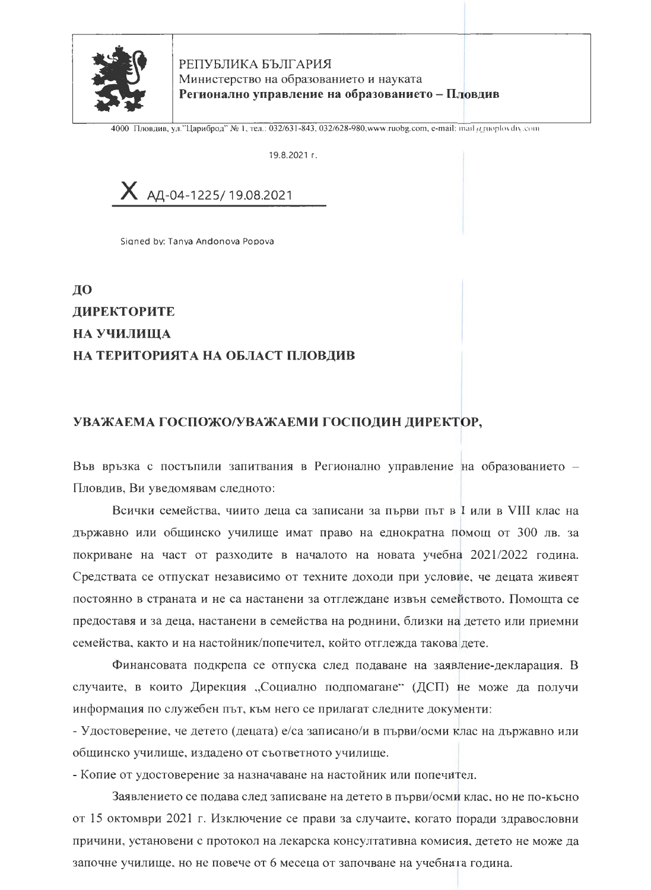РЕПУБЛИКА БЪЛГАРИЯ
Министерство на образованието и науката
**Регионално управление на образованието – Пловдив**

4000 Пловдив, ул."Цариброд" № 1, тел.: 032/631-843, 032/628-980,www.ruobg.com, e-mail: mail@ruoplovdiv.com

19.8.2021 г.

X АД-04-1225/ 19.08.2021

Signed by: Tanya Andonova Popova

**ДО**
**ДИРЕКТОРИТЕ**
**НА УЧИЛИЩА**
**НА ТЕРИТОРИЯТА НА ОБЛАСТ ПЛОВДИВ**

**УВАЖАЕМА ГОСПОЖО/УВАЖАЕМИ ГОСПОДИН ДИРЕКТОР,**

Във връзка с постъпили запитвания в Регионално управление на образованието – Пловдив, Ви уведомявам следното:

Всички семейства, чиито деца са записани за първи път в I или в VIII клас на държавно или общинско училище имат право на еднократна помощ от 300 лв. за покриване на част от разходите в началото на новата учебна 2021/2022 година. Средствата се отпускат независимо от техните доходи при условие, че децата живеят постоянно в страната и не са настанени за отглеждане извън семейството. Помощта се предоставя и за деца, настанени в семейства на роднини, близки на детето или приемни семейства, както и на настойник/попечител, който отглежда такова дете.

Финансовата подкрепа се отпуска след подаване на заявление-декларация. В случаите, в които Дирекция „Социално подпомагане" (ДСП) не може да получи информация по служебен път, към него се прилагат следните документи:

- Удостоверение, че детето (децата) е/са записано/и в първи/осми клас на държавно или общинско училище, издадено от съответното училище.
- Копие от удостоверение за назначаване на настойник или попечител.

Заявлението се подава след записване на детето в първи/осми клас, но не по-късно от 15 октомври 2021 г. Изключение се прави за случаите, когато поради здравословни причини, установени с протокол на лекарска консултативна комисия, детето не може да започне училище, но не повече от 6 месеца от започване на учебната година.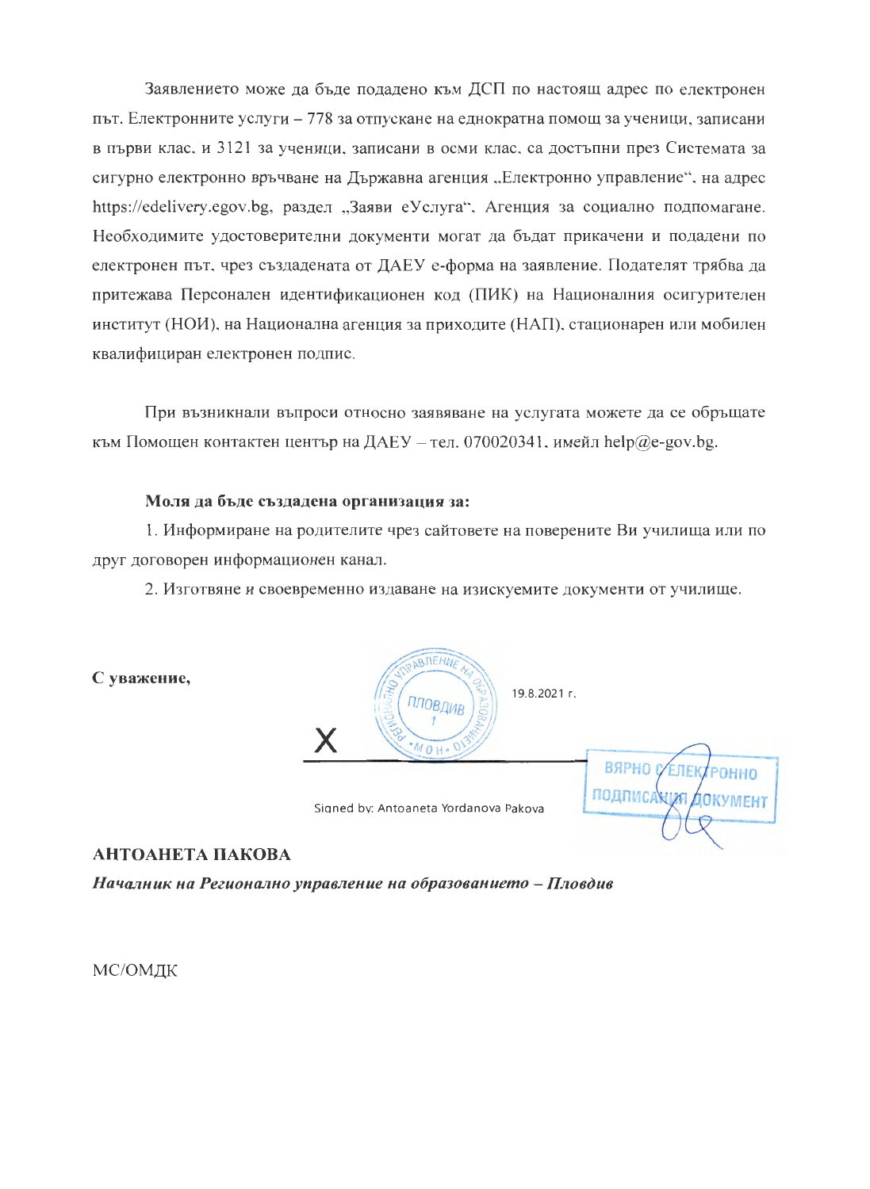Заявлението може да бъде подадено към ДСП по настоящ адрес по електронен път. Електронните услуги – 778 за отпускане на еднократна помощ за ученици, записани в първи клас, и 3121 за ученици, записани в осми клас, са достъпни през Системата за сигурно електронно връчване на Държавна агенция „Електронно управление", на адрес https://edelivery.egov.bg, раздел „Заяви еУслуга", Агенция за социално подпомагане. Необходимите удостоверителни документи могат да бъдат прикачени и подадени по електронен път, чрез създадената от ДАЕУ е-форма на заявление. Подателят трябва да притежава Персонален идентификационен код (ПИК) на Националния осигурителен институт (НОИ), на Национална агенция за приходите (НАП), стационарен или мобилен квалифициран електронен подпис.

При възникнали въпроси относно заявяване на услугата можете да се обръщате към Помощен контактен център на ДАЕУ – тел. 070020341, имейл help@e-gov.bg.

**Моля да бъде създадена организация за:**

1. Информиране на родителите чрез сайтовете на поверените Ви училища или по друг договорен информационен канал.
2. Изготвяне и своевременно издаване на изискуемите документи от училище.

**С уважение,**

19.8.2021 г.

X

Signed by: Antoaneta Yordanova Pakova

ВЯРНО С ЕЛЕКТРОННО ПОДПИСАНИЯ ДОКУМЕНТ

**АНТОАНЕТА ПАКОВА**

***Началник на Регионално управление на образованието – Пловдив***

МС/ОМДК